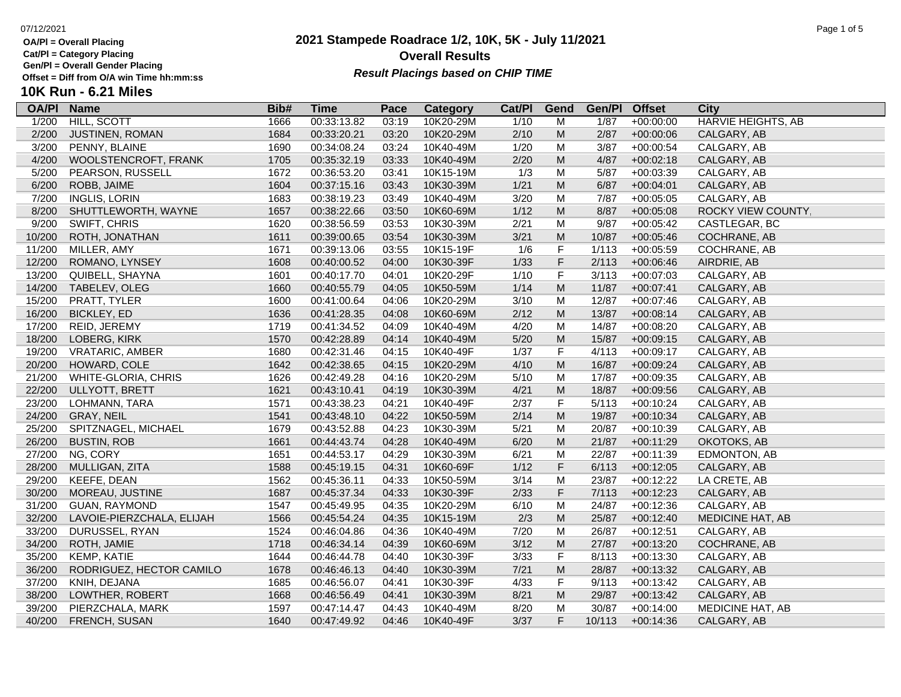OA/Pl = Overall Placing
Cat/Pl = Category Placing
Gen/Pl = Overall Gender Placing
Offset = Diff from O/A win Time hh:mm:ss

# 2021 Stampede Roadrace 1/2, 10K, 5K - July 11/2021

## Overall Results

***Result Placings based on CHIP TIME***

### 10K Run - 6.21 Miles

| OA/Pl | Name | Bib# | Time | Pace | Category | Cat/Pl | Gend | Gen/Pl | Offset | City |
|---|---|---|---|---|---|---|---|---|---|---|
| 1/200 | HILL, SCOTT | 1666 | 00:33:13.82 | 03:19 | 10K20-29M | 1/10 | M | 1/87 | +00:00:00 | HARVIE HEIGHTS, AB |
| 2/200 | JUSTINEN, ROMAN | 1684 | 00:33:20.21 | 03:20 | 10K20-29M | 2/10 | M | 2/87 | +00:00:06 | CALGARY, AB |
| 3/200 | PENNY, BLAINE | 1690 | 00:34:08.24 | 03:24 | 10K40-49M | 1/20 | M | 3/87 | +00:00:54 | CALGARY, AB |
| 4/200 | WOOLSTENCROFT, FRANK | 1705 | 00:35:32.19 | 03:33 | 10K40-49M | 2/20 | M | 4/87 | +00:02:18 | CALGARY, AB |
| 5/200 | PEARSON, RUSSELL | 1672 | 00:36:53.20 | 03:41 | 10K15-19M | 1/3 | M | 5/87 | +00:03:39 | CALGARY, AB |
| 6/200 | ROBB, JAIME | 1604 | 00:37:15.16 | 03:43 | 10K30-39M | 1/21 | M | 6/87 | +00:04:01 | CALGARY, AB |
| 7/200 | INGLIS, LORIN | 1683 | 00:38:19.23 | 03:49 | 10K40-49M | 3/20 | M | 7/87 | +00:05:05 | CALGARY, AB |
| 8/200 | SHUTTLEWORTH, WAYNE | 1657 | 00:38:22.66 | 03:50 | 10K60-69M | 1/12 | M | 8/87 | +00:05:08 | ROCKY VIEW COUNTY, |
| 9/200 | SWIFT, CHRIS | 1620 | 00:38:56.59 | 03:53 | 10K30-39M | 2/21 | M | 9/87 | +00:05:42 | CASTLEGAR, BC |
| 10/200 | ROTH, JONATHAN | 1611 | 00:39:00.65 | 03:54 | 10K30-39M | 3/21 | M | 10/87 | +00:05:46 | COCHRANE, AB |
| 11/200 | MILLER, AMY | 1671 | 00:39:13.06 | 03:55 | 10K15-19F | 1/6 | F | 1/113 | +00:05:59 | COCHRANE, AB |
| 12/200 | ROMANO, LYNSEY | 1608 | 00:40:00.52 | 04:00 | 10K30-39F | 1/33 | F | 2/113 | +00:06:46 | AIRDRIE, AB |
| 13/200 | QUIBELL, SHAYNA | 1601 | 00:40:17.70 | 04:01 | 10K20-29F | 1/10 | F | 3/113 | +00:07:03 | CALGARY, AB |
| 14/200 | TABELEV, OLEG | 1660 | 00:40:55.79 | 04:05 | 10K50-59M | 1/14 | M | 11/87 | +00:07:41 | CALGARY, AB |
| 15/200 | PRATT, TYLER | 1600 | 00:41:00.64 | 04:06 | 10K20-29M | 3/10 | M | 12/87 | +00:07:46 | CALGARY, AB |
| 16/200 | BICKLEY, ED | 1636 | 00:41:28.35 | 04:08 | 10K60-69M | 2/12 | M | 13/87 | +00:08:14 | CALGARY, AB |
| 17/200 | REID, JEREMY | 1719 | 00:41:34.52 | 04:09 | 10K40-49M | 4/20 | M | 14/87 | +00:08:20 | CALGARY, AB |
| 18/200 | LOBERG, KIRK | 1570 | 00:42:28.89 | 04:14 | 10K40-49M | 5/20 | M | 15/87 | +00:09:15 | CALGARY, AB |
| 19/200 | VRATARIC, AMBER | 1680 | 00:42:31.46 | 04:15 | 10K40-49F | 1/37 | F | 4/113 | +00:09:17 | CALGARY, AB |
| 20/200 | HOWARD, COLE | 1642 | 00:42:38.65 | 04:15 | 10K20-29M | 4/10 | M | 16/87 | +00:09:24 | CALGARY, AB |
| 21/200 | WHITE-GLORIA, CHRIS | 1626 | 00:42:49.28 | 04:16 | 10K20-29M | 5/10 | M | 17/87 | +00:09:35 | CALGARY, AB |
| 22/200 | ULLYOTT, BRETT | 1621 | 00:43:10.41 | 04:19 | 10K30-39M | 4/21 | M | 18/87 | +00:09:56 | CALGARY, AB |
| 23/200 | LOHMANN, TARA | 1571 | 00:43:38.23 | 04:21 | 10K40-49F | 2/37 | F | 5/113 | +00:10:24 | CALGARY, AB |
| 24/200 | GRAY, NEIL | 1541 | 00:43:48.10 | 04:22 | 10K50-59M | 2/14 | M | 19/87 | +00:10:34 | CALGARY, AB |
| 25/200 | SPITZNAGEL, MICHAEL | 1679 | 00:43:52.88 | 04:23 | 10K30-39M | 5/21 | M | 20/87 | +00:10:39 | CALGARY, AB |
| 26/200 | BUSTIN, ROB | 1661 | 00:44:43.74 | 04:28 | 10K40-49M | 6/20 | M | 21/87 | +00:11:29 | OKOTOKS, AB |
| 27/200 | NG, CORY | 1651 | 00:44:53.17 | 04:29 | 10K30-39M | 6/21 | M | 22/87 | +00:11:39 | EDMONTON, AB |
| 28/200 | MULLIGAN, ZITA | 1588 | 00:45:19.15 | 04:31 | 10K60-69F | 1/12 | F | 6/113 | +00:12:05 | CALGARY, AB |
| 29/200 | KEEFE, DEAN | 1562 | 00:45:36.11 | 04:33 | 10K50-59M | 3/14 | M | 23/87 | +00:12:22 | LA CRETE, AB |
| 30/200 | MOREAU, JUSTINE | 1687 | 00:45:37.34 | 04:33 | 10K30-39F | 2/33 | F | 7/113 | +00:12:23 | CALGARY, AB |
| 31/200 | GUAN, RAYMOND | 1547 | 00:45:49.95 | 04:35 | 10K20-29M | 6/10 | M | 24/87 | +00:12:36 | CALGARY, AB |
| 32/200 | LAVOIE-PIERZCHALA, ELIJAH | 1566 | 00:45:54.24 | 04:35 | 10K15-19M | 2/3 | M | 25/87 | +00:12:40 | MEDICINE HAT, AB |
| 33/200 | DURUSSEL, RYAN | 1524 | 00:46:04.86 | 04:36 | 10K40-49M | 7/20 | M | 26/87 | +00:12:51 | CALGARY, AB |
| 34/200 | ROTH, JAMIE | 1718 | 00:46:34.14 | 04:39 | 10K60-69M | 3/12 | M | 27/87 | +00:13:20 | COCHRANE, AB |
| 35/200 | KEMP, KATIE | 1644 | 00:46:44.78 | 04:40 | 10K30-39F | 3/33 | F | 8/113 | +00:13:30 | CALGARY, AB |
| 36/200 | RODRIGUEZ, HECTOR CAMILO | 1678 | 00:46:46.13 | 04:40 | 10K30-39M | 7/21 | M | 28/87 | +00:13:32 | CALGARY, AB |
| 37/200 | KNIH, DEJANA | 1685 | 00:46:56.07 | 04:41 | 10K30-39F | 4/33 | F | 9/113 | +00:13:42 | CALGARY, AB |
| 38/200 | LOWTHER, ROBERT | 1668 | 00:46:56.49 | 04:41 | 10K30-39M | 8/21 | M | 29/87 | +00:13:42 | CALGARY, AB |
| 39/200 | PIERZCHALA, MARK | 1597 | 00:47:14.47 | 04:43 | 10K40-49M | 8/20 | M | 30/87 | +00:14:00 | MEDICINE HAT, AB |
| 40/200 | FRENCH, SUSAN | 1640 | 00:47:49.92 | 04:46 | 10K40-49F | 3/37 | F | 10/113 | +00:14:36 | CALGARY, AB |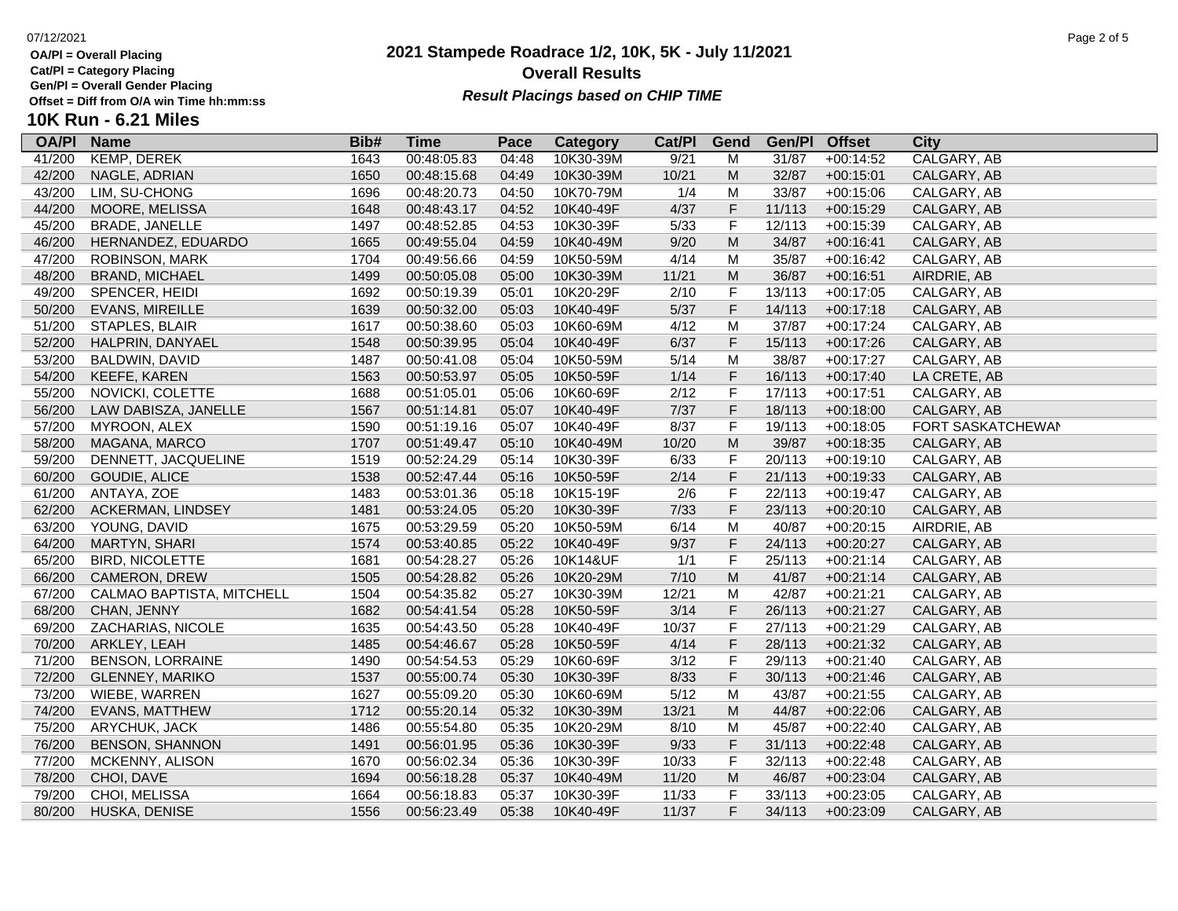OA/Pl = Overall Placing
Cat/Pl = Category Placing
Gen/Pl = Overall Gender Placing
Offset = Diff from O/A win Time hh:mm:ss

# 2021 Stampede Roadrace 1/2, 10K, 5K - July 11/2021

## Overall Results

***Result Placings based on CHIP TIME***

### 10K Run - 6.21 Miles

| OA/Pl | Name | Bib# | Time | Pace | Category | Cat/Pl | Gend | Gen/Pl | Offset | City |
|---|---|---|---|---|---|---|---|---|---|---|
| 41/200 | KEMP, DEREK | 1643 | 00:48:05.83 | 04:48 | 10K30-39M | 9/21 | M | 31/87 | +00:14:52 | CALGARY, AB |
| 42/200 | NAGLE, ADRIAN | 1650 | 00:48:15.68 | 04:49 | 10K30-39M | 10/21 | M | 32/87 | +00:15:01 | CALGARY, AB |
| 43/200 | LIM, SU-CHONG | 1696 | 00:48:20.73 | 04:50 | 10K70-79M | 1/4 | M | 33/87 | +00:15:06 | CALGARY, AB |
| 44/200 | MOORE, MELISSA | 1648 | 00:48:43.17 | 04:52 | 10K40-49F | 4/37 | F | 11/113 | +00:15:29 | CALGARY, AB |
| 45/200 | BRADE, JANELLE | 1497 | 00:48:52.85 | 04:53 | 10K30-39F | 5/33 | F | 12/113 | +00:15:39 | CALGARY, AB |
| 46/200 | HERNANDEZ, EDUARDO | 1665 | 00:49:55.04 | 04:59 | 10K40-49M | 9/20 | M | 34/87 | +00:16:41 | CALGARY, AB |
| 47/200 | ROBINSON, MARK | 1704 | 00:49:56.66 | 04:59 | 10K50-59M | 4/14 | M | 35/87 | +00:16:42 | CALGARY, AB |
| 48/200 | BRAND, MICHAEL | 1499 | 00:50:05.08 | 05:00 | 10K30-39M | 11/21 | M | 36/87 | +00:16:51 | AIRDRIE, AB |
| 49/200 | SPENCER, HEIDI | 1692 | 00:50:19.39 | 05:01 | 10K20-29F | 2/10 | F | 13/113 | +00:17:05 | CALGARY, AB |
| 50/200 | EVANS, MIREILLE | 1639 | 00:50:32.00 | 05:03 | 10K40-49F | 5/37 | F | 14/113 | +00:17:18 | CALGARY, AB |
| 51/200 | STAPLES, BLAIR | 1617 | 00:50:38.60 | 05:03 | 10K60-69M | 4/12 | M | 37/87 | +00:17:24 | CALGARY, AB |
| 52/200 | HALPRIN, DANYAEL | 1548 | 00:50:39.95 | 05:04 | 10K40-49F | 6/37 | F | 15/113 | +00:17:26 | CALGARY, AB |
| 53/200 | BALDWIN, DAVID | 1487 | 00:50:41.08 | 05:04 | 10K50-59M | 5/14 | M | 38/87 | +00:17:27 | CALGARY, AB |
| 54/200 | KEEFE, KAREN | 1563 | 00:50:53.97 | 05:05 | 10K50-59F | 1/14 | F | 16/113 | +00:17:40 | LA CRETE, AB |
| 55/200 | NOVICKI, COLETTE | 1688 | 00:51:05.01 | 05:06 | 10K60-69F | 2/12 | F | 17/113 | +00:17:51 | CALGARY, AB |
| 56/200 | LAW DABISZA, JANELLE | 1567 | 00:51:14.81 | 05:07 | 10K40-49F | 7/37 | F | 18/113 | +00:18:00 | CALGARY, AB |
| 57/200 | MYROON, ALEX | 1590 | 00:51:19.16 | 05:07 | 10K40-49F | 8/37 | F | 19/113 | +00:18:05 | FORT SASKATCHEWAN |
| 58/200 | MAGANA, MARCO | 1707 | 00:51:49.47 | 05:10 | 10K40-49M | 10/20 | M | 39/87 | +00:18:35 | CALGARY, AB |
| 59/200 | DENNETT, JACQUELINE | 1519 | 00:52:24.29 | 05:14 | 10K30-39F | 6/33 | F | 20/113 | +00:19:10 | CALGARY, AB |
| 60/200 | GOUDIE, ALICE | 1538 | 00:52:47.44 | 05:16 | 10K50-59F | 2/14 | F | 21/113 | +00:19:33 | CALGARY, AB |
| 61/200 | ANTAYA, ZOE | 1483 | 00:53:01.36 | 05:18 | 10K15-19F | 2/6 | F | 22/113 | +00:19:47 | CALGARY, AB |
| 62/200 | ACKERMAN, LINDSEY | 1481 | 00:53:24.05 | 05:20 | 10K30-39F | 7/33 | F | 23/113 | +00:20:10 | CALGARY, AB |
| 63/200 | YOUNG, DAVID | 1675 | 00:53:29.59 | 05:20 | 10K50-59M | 6/14 | M | 40/87 | +00:20:15 | AIRDRIE, AB |
| 64/200 | MARTYN, SHARI | 1574 | 00:53:40.85 | 05:22 | 10K40-49F | 9/37 | F | 24/113 | +00:20:27 | CALGARY, AB |
| 65/200 | BIRD, NICOLETTE | 1681 | 00:54:28.27 | 05:26 | 10K14&UF | 1/1 | F | 25/113 | +00:21:14 | CALGARY, AB |
| 66/200 | CAMERON, DREW | 1505 | 00:54:28.82 | 05:26 | 10K20-29M | 7/10 | M | 41/87 | +00:21:14 | CALGARY, AB |
| 67/200 | CALMAO BAPTISTA, MITCHELL | 1504 | 00:54:35.82 | 05:27 | 10K30-39M | 12/21 | M | 42/87 | +00:21:21 | CALGARY, AB |
| 68/200 | CHAN, JENNY | 1682 | 00:54:41.54 | 05:28 | 10K50-59F | 3/14 | F | 26/113 | +00:21:27 | CALGARY, AB |
| 69/200 | ZACHARIAS, NICOLE | 1635 | 00:54:43.50 | 05:28 | 10K40-49F | 10/37 | F | 27/113 | +00:21:29 | CALGARY, AB |
| 70/200 | ARKLEY, LEAH | 1485 | 00:54:46.67 | 05:28 | 10K50-59F | 4/14 | F | 28/113 | +00:21:32 | CALGARY, AB |
| 71/200 | BENSON, LORRAINE | 1490 | 00:54:54.53 | 05:29 | 10K60-69F | 3/12 | F | 29/113 | +00:21:40 | CALGARY, AB |
| 72/200 | GLENNEY, MARIKO | 1537 | 00:55:00.74 | 05:30 | 10K30-39F | 8/33 | F | 30/113 | +00:21:46 | CALGARY, AB |
| 73/200 | WIEBE, WARREN | 1627 | 00:55:09.20 | 05:30 | 10K60-69M | 5/12 | M | 43/87 | +00:21:55 | CALGARY, AB |
| 74/200 | EVANS, MATTHEW | 1712 | 00:55:20.14 | 05:32 | 10K30-39M | 13/21 | M | 44/87 | +00:22:06 | CALGARY, AB |
| 75/200 | ARYCHUK, JACK | 1486 | 00:55:54.80 | 05:35 | 10K20-29M | 8/10 | M | 45/87 | +00:22:40 | CALGARY, AB |
| 76/200 | BENSON, SHANNON | 1491 | 00:56:01.95 | 05:36 | 10K30-39F | 9/33 | F | 31/113 | +00:22:48 | CALGARY, AB |
| 77/200 | MCKENNY, ALISON | 1670 | 00:56:02.34 | 05:36 | 10K30-39F | 10/33 | F | 32/113 | +00:22:48 | CALGARY, AB |
| 78/200 | CHOI, DAVE | 1694 | 00:56:18.28 | 05:37 | 10K40-49M | 11/20 | M | 46/87 | +00:23:04 | CALGARY, AB |
| 79/200 | CHOI, MELISSA | 1664 | 00:56:18.83 | 05:37 | 10K30-39F | 11/33 | F | 33/113 | +00:23:05 | CALGARY, AB |
| 80/200 | HUSKA, DENISE | 1556 | 00:56:23.49 | 05:38 | 10K40-49F | 11/37 | F | 34/113 | +00:23:09 | CALGARY, AB |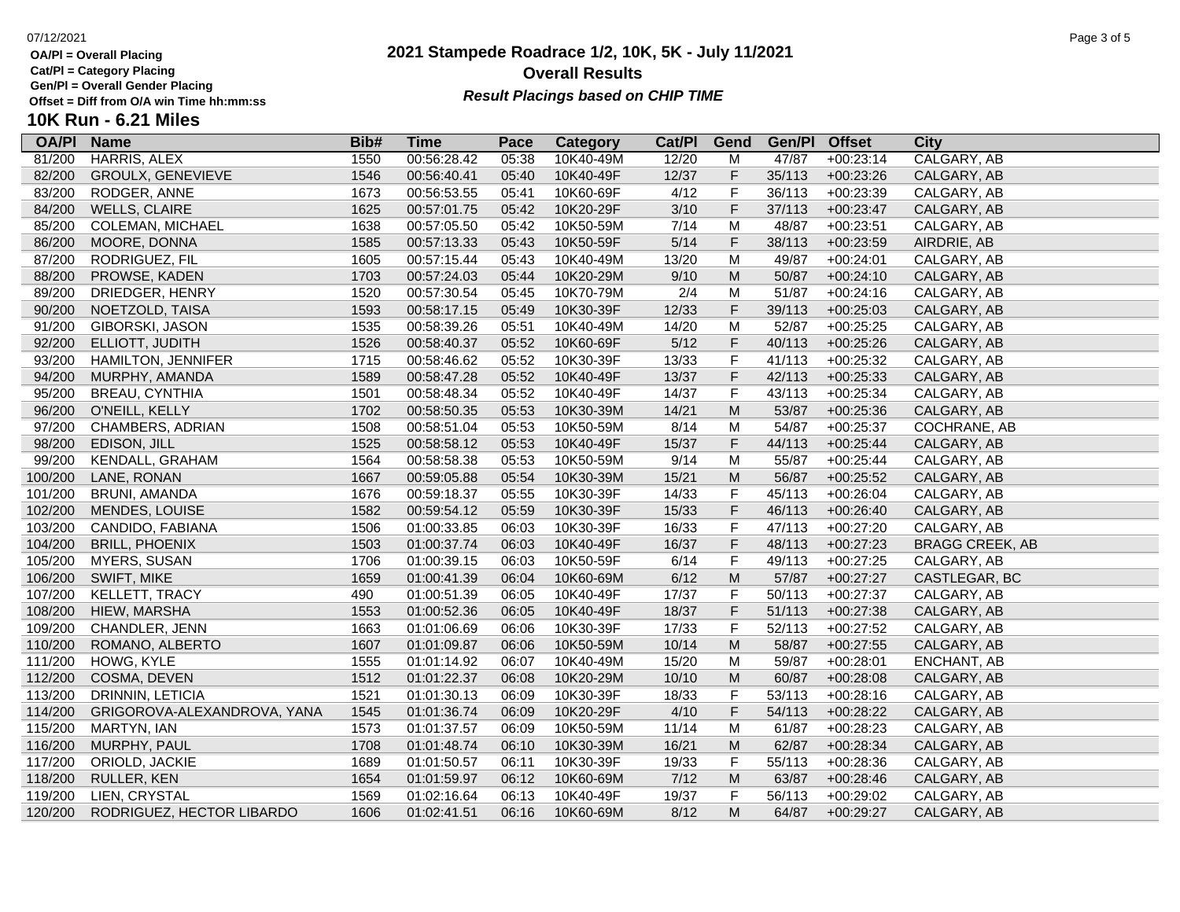# 2021 Stampede Roadrace 1/2, 10K, 5K - July 11/2021

## Overall Results

***Result Placings based on CHIP TIME***

OA/Pl = Overall Placing
Cat/Pl = Category Placing
Gen/Pl = Overall Gender Placing
Offset = Diff from O/A win Time hh:mm:ss

### 10K Run - 6.21 Miles

| OA/Pl | Name | Bib# | Time | Pace | Category | Cat/Pl | Gend | Gen/Pl | Offset | City |
|---|---|---|---|---|---|---|---|---|---|---|
| 81/200 | HARRIS, ALEX | 1550 | 00:56:28.42 | 05:38 | 10K40-49M | 12/20 | M | 47/87 | +00:23:14 | CALGARY, AB |
| 82/200 | GROULX, GENEVIEVE | 1546 | 00:56:40.41 | 05:40 | 10K40-49F | 12/37 | F | 35/113 | +00:23:26 | CALGARY, AB |
| 83/200 | RODGER, ANNE | 1673 | 00:56:53.55 | 05:41 | 10K60-69F | 4/12 | F | 36/113 | +00:23:39 | CALGARY, AB |
| 84/200 | WELLS, CLAIRE | 1625 | 00:57:01.75 | 05:42 | 10K20-29F | 3/10 | F | 37/113 | +00:23:47 | CALGARY, AB |
| 85/200 | COLEMAN, MICHAEL | 1638 | 00:57:05.50 | 05:42 | 10K50-59M | 7/14 | M | 48/87 | +00:23:51 | CALGARY, AB |
| 86/200 | MOORE, DONNA | 1585 | 00:57:13.33 | 05:43 | 10K50-59F | 5/14 | F | 38/113 | +00:23:59 | AIRDRIE, AB |
| 87/200 | RODRIGUEZ, FIL | 1605 | 00:57:15.44 | 05:43 | 10K40-49M | 13/20 | M | 49/87 | +00:24:01 | CALGARY, AB |
| 88/200 | PROWSE, KADEN | 1703 | 00:57:24.03 | 05:44 | 10K20-29M | 9/10 | M | 50/87 | +00:24:10 | CALGARY, AB |
| 89/200 | DRIEDGER, HENRY | 1520 | 00:57:30.54 | 05:45 | 10K70-79M | 2/4 | M | 51/87 | +00:24:16 | CALGARY, AB |
| 90/200 | NOETZOLD, TAISA | 1593 | 00:58:17.15 | 05:49 | 10K30-39F | 12/33 | F | 39/113 | +00:25:03 | CALGARY, AB |
| 91/200 | GIBORSKI, JASON | 1535 | 00:58:39.26 | 05:51 | 10K40-49M | 14/20 | M | 52/87 | +00:25:25 | CALGARY, AB |
| 92/200 | ELLIOTT, JUDITH | 1526 | 00:58:40.37 | 05:52 | 10K60-69F | 5/12 | F | 40/113 | +00:25:26 | CALGARY, AB |
| 93/200 | HAMILTON, JENNIFER | 1715 | 00:58:46.62 | 05:52 | 10K30-39F | 13/33 | F | 41/113 | +00:25:32 | CALGARY, AB |
| 94/200 | MURPHY, AMANDA | 1589 | 00:58:47.28 | 05:52 | 10K40-49F | 13/37 | F | 42/113 | +00:25:33 | CALGARY, AB |
| 95/200 | BREAU, CYNTHIA | 1501 | 00:58:48.34 | 05:52 | 10K40-49F | 14/37 | F | 43/113 | +00:25:34 | CALGARY, AB |
| 96/200 | O'NEILL, KELLY | 1702 | 00:58:50.35 | 05:53 | 10K30-39M | 14/21 | M | 53/87 | +00:25:36 | CALGARY, AB |
| 97/200 | CHAMBERS, ADRIAN | 1508 | 00:58:51.04 | 05:53 | 10K50-59M | 8/14 | M | 54/87 | +00:25:37 | COCHRANE, AB |
| 98/200 | EDISON, JILL | 1525 | 00:58:58.12 | 05:53 | 10K40-49F | 15/37 | F | 44/113 | +00:25:44 | CALGARY, AB |
| 99/200 | KENDALL, GRAHAM | 1564 | 00:58:58.38 | 05:53 | 10K50-59M | 9/14 | M | 55/87 | +00:25:44 | CALGARY, AB |
| 100/200 | LANE, RONAN | 1667 | 00:59:05.88 | 05:54 | 10K30-39M | 15/21 | M | 56/87 | +00:25:52 | CALGARY, AB |
| 101/200 | BRUNI, AMANDA | 1676 | 00:59:18.37 | 05:55 | 10K30-39F | 14/33 | F | 45/113 | +00:26:04 | CALGARY, AB |
| 102/200 | MENDES, LOUISE | 1582 | 00:59:54.12 | 05:59 | 10K30-39F | 15/33 | F | 46/113 | +00:26:40 | CALGARY, AB |
| 103/200 | CANDIDO, FABIANA | 1506 | 01:00:33.85 | 06:03 | 10K30-39F | 16/33 | F | 47/113 | +00:27:20 | CALGARY, AB |
| 104/200 | BRILL, PHOENIX | 1503 | 01:00:37.74 | 06:03 | 10K40-49F | 16/37 | F | 48/113 | +00:27:23 | BRAGG CREEK, AB |
| 105/200 | MYERS, SUSAN | 1706 | 01:00:39.15 | 06:03 | 10K50-59F | 6/14 | F | 49/113 | +00:27:25 | CALGARY, AB |
| 106/200 | SWIFT, MIKE | 1659 | 01:00:41.39 | 06:04 | 10K60-69M | 6/12 | M | 57/87 | +00:27:27 | CASTLEGAR, BC |
| 107/200 | KELLETT, TRACY | 490 | 01:00:51.39 | 06:05 | 10K40-49F | 17/37 | F | 50/113 | +00:27:37 | CALGARY, AB |
| 108/200 | HIEW, MARSHA | 1553 | 01:00:52.36 | 06:05 | 10K40-49F | 18/37 | F | 51/113 | +00:27:38 | CALGARY, AB |
| 109/200 | CHANDLER, JENN | 1663 | 01:01:06.69 | 06:06 | 10K30-39F | 17/33 | F | 52/113 | +00:27:52 | CALGARY, AB |
| 110/200 | ROMANO, ALBERTO | 1607 | 01:01:09.87 | 06:06 | 10K50-59M | 10/14 | M | 58/87 | +00:27:55 | CALGARY, AB |
| 111/200 | HOWG, KYLE | 1555 | 01:01:14.92 | 06:07 | 10K40-49M | 15/20 | M | 59/87 | +00:28:01 | ENCHANT, AB |
| 112/200 | COSMA, DEVEN | 1512 | 01:01:22.37 | 06:08 | 10K20-29M | 10/10 | M | 60/87 | +00:28:08 | CALGARY, AB |
| 113/200 | DRINNIN, LETICIA | 1521 | 01:01:30.13 | 06:09 | 10K30-39F | 18/33 | F | 53/113 | +00:28:16 | CALGARY, AB |
| 114/200 | GRIGOROVA-ALEXANDROVA, YANA | 1545 | 01:01:36.74 | 06:09 | 10K20-29F | 4/10 | F | 54/113 | +00:28:22 | CALGARY, AB |
| 115/200 | MARTYN, IAN | 1573 | 01:01:37.57 | 06:09 | 10K50-59M | 11/14 | M | 61/87 | +00:28:23 | CALGARY, AB |
| 116/200 | MURPHY, PAUL | 1708 | 01:01:48.74 | 06:10 | 10K30-39M | 16/21 | M | 62/87 | +00:28:34 | CALGARY, AB |
| 117/200 | ORIOLD, JACKIE | 1689 | 01:01:50.57 | 06:11 | 10K30-39F | 19/33 | F | 55/113 | +00:28:36 | CALGARY, AB |
| 118/200 | RULLER, KEN | 1654 | 01:01:59.97 | 06:12 | 10K60-69M | 7/12 | M | 63/87 | +00:28:46 | CALGARY, AB |
| 119/200 | LIEN, CRYSTAL | 1569 | 01:02:16.64 | 06:13 | 10K40-49F | 19/37 | F | 56/113 | +00:29:02 | CALGARY, AB |
| 120/200 | RODRIGUEZ, HECTOR LIBARDO | 1606 | 01:02:41.51 | 06:16 | 10K60-69M | 8/12 | M | 64/87 | +00:29:27 | CALGARY, AB |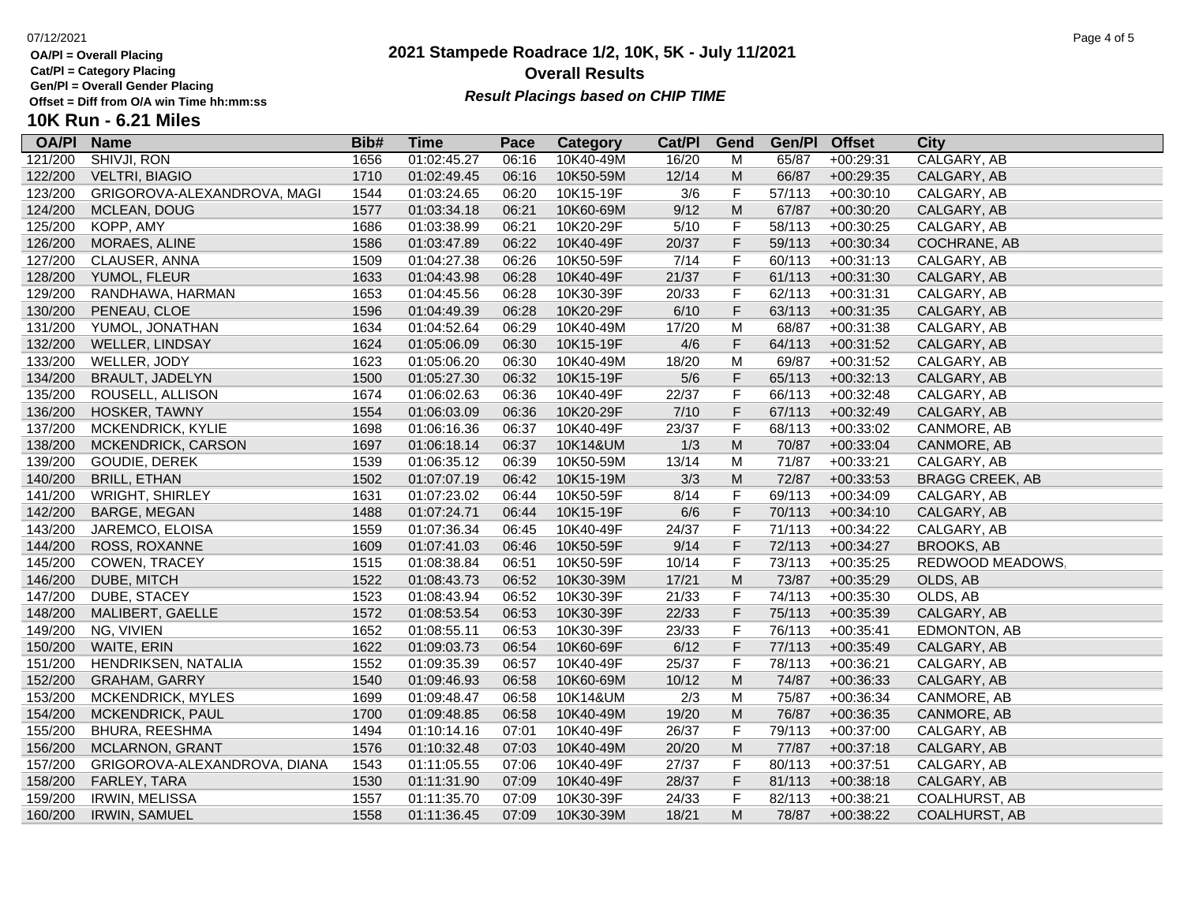OA/Pl = Overall Placing
Cat/Pl = Category Placing
Gen/Pl = Overall Gender Placing
Offset = Diff from O/A win Time hh:mm:ss

# 2021 Stampede Roadrace 1/2, 10K, 5K - July 11/2021

## Overall Results

***Result Placings based on CHIP TIME***

### 10K Run - 6.21 Miles

| OA/Pl | Name | Bib# | Time | Pace | Category | Cat/Pl | Gend | Gen/Pl | Offset | City |
|---|---|---|---|---|---|---|---|---|---|---|
| 121/200 | SHIVJI, RON | 1656 | 01:02:45.27 | 06:16 | 10K40-49M | 16/20 | M | 65/87 | +00:29:31 | CALGARY, AB |
| 122/200 | VELTRI, BIAGIO | 1710 | 01:02:49.45 | 06:16 | 10K50-59M | 12/14 | M | 66/87 | +00:29:35 | CALGARY, AB |
| 123/200 | GRIGOROVA-ALEXANDROVA, MAGI | 1544 | 01:03:24.65 | 06:20 | 10K15-19F | 3/6 | F | 57/113 | +00:30:10 | CALGARY, AB |
| 124/200 | MCLEAN, DOUG | 1577 | 01:03:34.18 | 06:21 | 10K60-69M | 9/12 | M | 67/87 | +00:30:20 | CALGARY, AB |
| 125/200 | KOPP, AMY | 1686 | 01:03:38.99 | 06:21 | 10K20-29F | 5/10 | F | 58/113 | +00:30:25 | CALGARY, AB |
| 126/200 | MORAES, ALINE | 1586 | 01:03:47.89 | 06:22 | 10K40-49F | 20/37 | F | 59/113 | +00:30:34 | COCHRANE, AB |
| 127/200 | CLAUSER, ANNA | 1509 | 01:04:27.38 | 06:26 | 10K50-59F | 7/14 | F | 60/113 | +00:31:13 | CALGARY, AB |
| 128/200 | YUMOL, FLEUR | 1633 | 01:04:43.98 | 06:28 | 10K40-49F | 21/37 | F | 61/113 | +00:31:30 | CALGARY, AB |
| 129/200 | RANDHAWA, HARMAN | 1653 | 01:04:45.56 | 06:28 | 10K30-39F | 20/33 | F | 62/113 | +00:31:31 | CALGARY, AB |
| 130/200 | PENEAU, CLOE | 1596 | 01:04:49.39 | 06:28 | 10K20-29F | 6/10 | F | 63/113 | +00:31:35 | CALGARY, AB |
| 131/200 | YUMOL, JONATHAN | 1634 | 01:04:52.64 | 06:29 | 10K40-49M | 17/20 | M | 68/87 | +00:31:38 | CALGARY, AB |
| 132/200 | WELLER, LINDSAY | 1624 | 01:05:06.09 | 06:30 | 10K15-19F | 4/6 | F | 64/113 | +00:31:52 | CALGARY, AB |
| 133/200 | WELLER, JODY | 1623 | 01:05:06.20 | 06:30 | 10K40-49M | 18/20 | M | 69/87 | +00:31:52 | CALGARY, AB |
| 134/200 | BRAULT, JADELYN | 1500 | 01:05:27.30 | 06:32 | 10K15-19F | 5/6 | F | 65/113 | +00:32:13 | CALGARY, AB |
| 135/200 | ROUSELL, ALLISON | 1674 | 01:06:02.63 | 06:36 | 10K40-49F | 22/37 | F | 66/113 | +00:32:48 | CALGARY, AB |
| 136/200 | HOSKER, TAWNY | 1554 | 01:06:03.09 | 06:36 | 10K20-29F | 7/10 | F | 67/113 | +00:32:49 | CALGARY, AB |
| 137/200 | MCKENDRICK, KYLIE | 1698 | 01:06:16.36 | 06:37 | 10K40-49F | 23/37 | F | 68/113 | +00:33:02 | CANMORE, AB |
| 138/200 | MCKENDRICK, CARSON | 1697 | 01:06:18.14 | 06:37 | 10K14&UM | 1/3 | M | 70/87 | +00:33:04 | CANMORE, AB |
| 139/200 | GOUDIE, DEREK | 1539 | 01:06:35.12 | 06:39 | 10K50-59M | 13/14 | M | 71/87 | +00:33:21 | CALGARY, AB |
| 140/200 | BRILL, ETHAN | 1502 | 01:07:07.19 | 06:42 | 10K15-19M | 3/3 | M | 72/87 | +00:33:53 | BRAGG CREEK, AB |
| 141/200 | WRIGHT, SHIRLEY | 1631 | 01:07:23.02 | 06:44 | 10K50-59F | 8/14 | F | 69/113 | +00:34:09 | CALGARY, AB |
| 142/200 | BARGE, MEGAN | 1488 | 01:07:24.71 | 06:44 | 10K15-19F | 6/6 | F | 70/113 | +00:34:10 | CALGARY, AB |
| 143/200 | JAREMCO, ELOISA | 1559 | 01:07:36.34 | 06:45 | 10K40-49F | 24/37 | F | 71/113 | +00:34:22 | CALGARY, AB |
| 144/200 | ROSS, ROXANNE | 1609 | 01:07:41.03 | 06:46 | 10K50-59F | 9/14 | F | 72/113 | +00:34:27 | BROOKS, AB |
| 145/200 | COWEN, TRACEY | 1515 | 01:08:38.84 | 06:51 | 10K50-59F | 10/14 | F | 73/113 | +00:35:25 | REDWOOD MEADOWS, |
| 146/200 | DUBE, MITCH | 1522 | 01:08:43.73 | 06:52 | 10K30-39M | 17/21 | M | 73/87 | +00:35:29 | OLDS, AB |
| 147/200 | DUBE, STACEY | 1523 | 01:08:43.94 | 06:52 | 10K30-39F | 21/33 | F | 74/113 | +00:35:30 | OLDS, AB |
| 148/200 | MALIBERT, GAELLE | 1572 | 01:08:53.54 | 06:53 | 10K30-39F | 22/33 | F | 75/113 | +00:35:39 | CALGARY, AB |
| 149/200 | NG, VIVIEN | 1652 | 01:08:55.11 | 06:53 | 10K30-39F | 23/33 | F | 76/113 | +00:35:41 | EDMONTON, AB |
| 150/200 | WAITE, ERIN | 1622 | 01:09:03.73 | 06:54 | 10K60-69F | 6/12 | F | 77/113 | +00:35:49 | CALGARY, AB |
| 151/200 | HENDRIKSEN, NATALIA | 1552 | 01:09:35.39 | 06:57 | 10K40-49F | 25/37 | F | 78/113 | +00:36:21 | CALGARY, AB |
| 152/200 | GRAHAM, GARRY | 1540 | 01:09:46.93 | 06:58 | 10K60-69M | 10/12 | M | 74/87 | +00:36:33 | CALGARY, AB |
| 153/200 | MCKENDRICK, MYLES | 1699 | 01:09:48.47 | 06:58 | 10K14&UM | 2/3 | M | 75/87 | +00:36:34 | CANMORE, AB |
| 154/200 | MCKENDRICK, PAUL | 1700 | 01:09:48.85 | 06:58 | 10K40-49M | 19/20 | M | 76/87 | +00:36:35 | CANMORE, AB |
| 155/200 | BHURA, REESHMA | 1494 | 01:10:14.16 | 07:01 | 10K40-49F | 26/37 | F | 79/113 | +00:37:00 | CALGARY, AB |
| 156/200 | MCLARNON, GRANT | 1576 | 01:10:32.48 | 07:03 | 10K40-49M | 20/20 | M | 77/87 | +00:37:18 | CALGARY, AB |
| 157/200 | GRIGOROVA-ALEXANDROVA, DIANA | 1543 | 01:11:05.55 | 07:06 | 10K40-49F | 27/37 | F | 80/113 | +00:37:51 | CALGARY, AB |
| 158/200 | FARLEY, TARA | 1530 | 01:11:31.90 | 07:09 | 10K40-49F | 28/37 | F | 81/113 | +00:38:18 | CALGARY, AB |
| 159/200 | IRWIN, MELISSA | 1557 | 01:11:35.70 | 07:09 | 10K30-39F | 24/33 | F | 82/113 | +00:38:21 | COALHURST, AB |
| 160/200 | IRWIN, SAMUEL | 1558 | 01:11:36.45 | 07:09 | 10K30-39M | 18/21 | M | 78/87 | +00:38:22 | COALHURST, AB |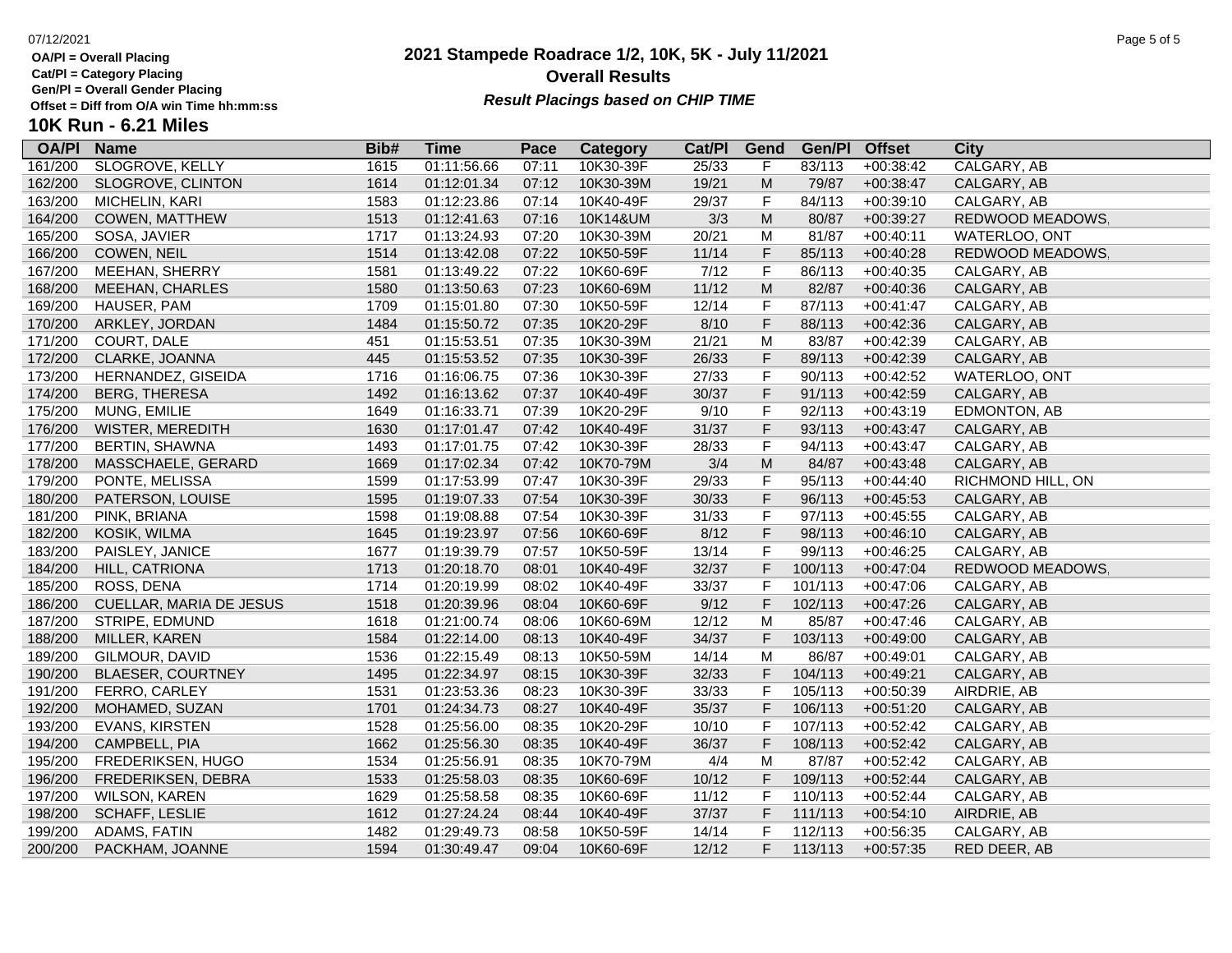OA/Pl = Overall Placing
Cat/Pl = Category Placing
Gen/Pl = Overall Gender Placing
Offset = Diff from O/A win Time hh:mm:ss

# 2021 Stampede Roadrace 1/2, 10K, 5K - July 11/2021

## Overall Results

***Result Placings based on CHIP TIME***

## 10K Run - 6.21 Miles

| OA/Pl | Name | Bib# | Time | Pace | Category | Cat/Pl | Gend | Gen/Pl | Offset | City |
|---|---|---|---|---|---|---|---|---|---|---|
| 161/200 | SLOGROVE, KELLY | 1615 | 01:11:56.66 | 07:11 | 10K30-39F | 25/33 | F | 83/113 | +00:38:42 | CALGARY, AB |
| 162/200 | SLOGROVE, CLINTON | 1614 | 01:12:01.34 | 07:12 | 10K30-39M | 19/21 | M | 79/87 | +00:38:47 | CALGARY, AB |
| 163/200 | MICHELIN, KARI | 1583 | 01:12:23.86 | 07:14 | 10K40-49F | 29/37 | F | 84/113 | +00:39:10 | CALGARY, AB |
| 164/200 | COWEN, MATTHEW | 1513 | 01:12:41.63 | 07:16 | 10K14&UM | 3/3 | M | 80/87 | +00:39:27 | REDWOOD MEADOWS, |
| 165/200 | SOSA, JAVIER | 1717 | 01:13:24.93 | 07:20 | 10K30-39M | 20/21 | M | 81/87 | +00:40:11 | WATERLOO, ONT |
| 166/200 | COWEN, NEIL | 1514 | 01:13:42.08 | 07:22 | 10K50-59F | 11/14 | F | 85/113 | +00:40:28 | REDWOOD MEADOWS, |
| 167/200 | MEEHAN, SHERRY | 1581 | 01:13:49.22 | 07:22 | 10K60-69F | 7/12 | F | 86/113 | +00:40:35 | CALGARY, AB |
| 168/200 | MEEHAN, CHARLES | 1580 | 01:13:50.63 | 07:23 | 10K60-69M | 11/12 | M | 82/87 | +00:40:36 | CALGARY, AB |
| 169/200 | HAUSER, PAM | 1709 | 01:15:01.80 | 07:30 | 10K50-59F | 12/14 | F | 87/113 | +00:41:47 | CALGARY, AB |
| 170/200 | ARKLEY, JORDAN | 1484 | 01:15:50.72 | 07:35 | 10K20-29F | 8/10 | F | 88/113 | +00:42:36 | CALGARY, AB |
| 171/200 | COURT, DALE | 451 | 01:15:53.51 | 07:35 | 10K30-39M | 21/21 | M | 83/87 | +00:42:39 | CALGARY, AB |
| 172/200 | CLARKE, JOANNA | 445 | 01:15:53.52 | 07:35 | 10K30-39F | 26/33 | F | 89/113 | +00:42:39 | CALGARY, AB |
| 173/200 | HERNANDEZ, GISEIDA | 1716 | 01:16:06.75 | 07:36 | 10K30-39F | 27/33 | F | 90/113 | +00:42:52 | WATERLOO, ONT |
| 174/200 | BERG, THERESA | 1492 | 01:16:13.62 | 07:37 | 10K40-49F | 30/37 | F | 91/113 | +00:42:59 | CALGARY, AB |
| 175/200 | MUNG, EMILIE | 1649 | 01:16:33.71 | 07:39 | 10K20-29F | 9/10 | F | 92/113 | +00:43:19 | EDMONTON, AB |
| 176/200 | WISTER, MEREDITH | 1630 | 01:17:01.47 | 07:42 | 10K40-49F | 31/37 | F | 93/113 | +00:43:47 | CALGARY, AB |
| 177/200 | BERTIN, SHAWNA | 1493 | 01:17:01.75 | 07:42 | 10K30-39F | 28/33 | F | 94/113 | +00:43:47 | CALGARY, AB |
| 178/200 | MASSCHAELE, GERARD | 1669 | 01:17:02.34 | 07:42 | 10K70-79M | 3/4 | M | 84/87 | +00:43:48 | CALGARY, AB |
| 179/200 | PONTE, MELISSA | 1599 | 01:17:53.99 | 07:47 | 10K30-39F | 29/33 | F | 95/113 | +00:44:40 | RICHMOND HILL, ON |
| 180/200 | PATERSON, LOUISE | 1595 | 01:19:07.33 | 07:54 | 10K30-39F | 30/33 | F | 96/113 | +00:45:53 | CALGARY, AB |
| 181/200 | PINK, BRIANA | 1598 | 01:19:08.88 | 07:54 | 10K30-39F | 31/33 | F | 97/113 | +00:45:55 | CALGARY, AB |
| 182/200 | KOSIK, WILMA | 1645 | 01:19:23.97 | 07:56 | 10K60-69F | 8/12 | F | 98/113 | +00:46:10 | CALGARY, AB |
| 183/200 | PAISLEY, JANICE | 1677 | 01:19:39.79 | 07:57 | 10K50-59F | 13/14 | F | 99/113 | +00:46:25 | CALGARY, AB |
| 184/200 | HILL, CATRIONA | 1713 | 01:20:18.70 | 08:01 | 10K40-49F | 32/37 | F | 100/113 | +00:47:04 | REDWOOD MEADOWS, |
| 185/200 | ROSS, DENA | 1714 | 01:20:19.99 | 08:02 | 10K40-49F | 33/37 | F | 101/113 | +00:47:06 | CALGARY, AB |
| 186/200 | CUELLAR, MARIA DE JESUS | 1518 | 01:20:39.96 | 08:04 | 10K60-69F | 9/12 | F | 102/113 | +00:47:26 | CALGARY, AB |
| 187/200 | STRIPE, EDMUND | 1618 | 01:21:00.74 | 08:06 | 10K60-69M | 12/12 | M | 85/87 | +00:47:46 | CALGARY, AB |
| 188/200 | MILLER, KAREN | 1584 | 01:22:14.00 | 08:13 | 10K40-49F | 34/37 | F | 103/113 | +00:49:00 | CALGARY, AB |
| 189/200 | GILMOUR, DAVID | 1536 | 01:22:15.49 | 08:13 | 10K50-59M | 14/14 | M | 86/87 | +00:49:01 | CALGARY, AB |
| 190/200 | BLAESER, COURTNEY | 1495 | 01:22:34.97 | 08:15 | 10K30-39F | 32/33 | F | 104/113 | +00:49:21 | CALGARY, AB |
| 191/200 | FERRO, CARLEY | 1531 | 01:23:53.36 | 08:23 | 10K30-39F | 33/33 | F | 105/113 | +00:50:39 | AIRDRIE, AB |
| 192/200 | MOHAMED, SUZAN | 1701 | 01:24:34.73 | 08:27 | 10K40-49F | 35/37 | F | 106/113 | +00:51:20 | CALGARY, AB |
| 193/200 | EVANS, KIRSTEN | 1528 | 01:25:56.00 | 08:35 | 10K20-29F | 10/10 | F | 107/113 | +00:52:42 | CALGARY, AB |
| 194/200 | CAMPBELL, PIA | 1662 | 01:25:56.30 | 08:35 | 10K40-49F | 36/37 | F | 108/113 | +00:52:42 | CALGARY, AB |
| 195/200 | FREDERIKSEN, HUGO | 1534 | 01:25:56.91 | 08:35 | 10K70-79M | 4/4 | M | 87/87 | +00:52:42 | CALGARY, AB |
| 196/200 | FREDERIKSEN, DEBRA | 1533 | 01:25:58.03 | 08:35 | 10K60-69F | 10/12 | F | 109/113 | +00:52:44 | CALGARY, AB |
| 197/200 | WILSON, KAREN | 1629 | 01:25:58.58 | 08:35 | 10K60-69F | 11/12 | F | 110/113 | +00:52:44 | CALGARY, AB |
| 198/200 | SCHAFF, LESLIE | 1612 | 01:27:24.24 | 08:44 | 10K40-49F | 37/37 | F | 111/113 | +00:54:10 | AIRDRIE, AB |
| 199/200 | ADAMS, FATIN | 1482 | 01:29:49.73 | 08:58 | 10K50-59F | 14/14 | F | 112/113 | +00:56:35 | CALGARY, AB |
| 200/200 | PACKHAM, JOANNE | 1594 | 01:30:49.47 | 09:04 | 10K60-69F | 12/12 | F | 113/113 | +00:57:35 | RED DEER, AB |